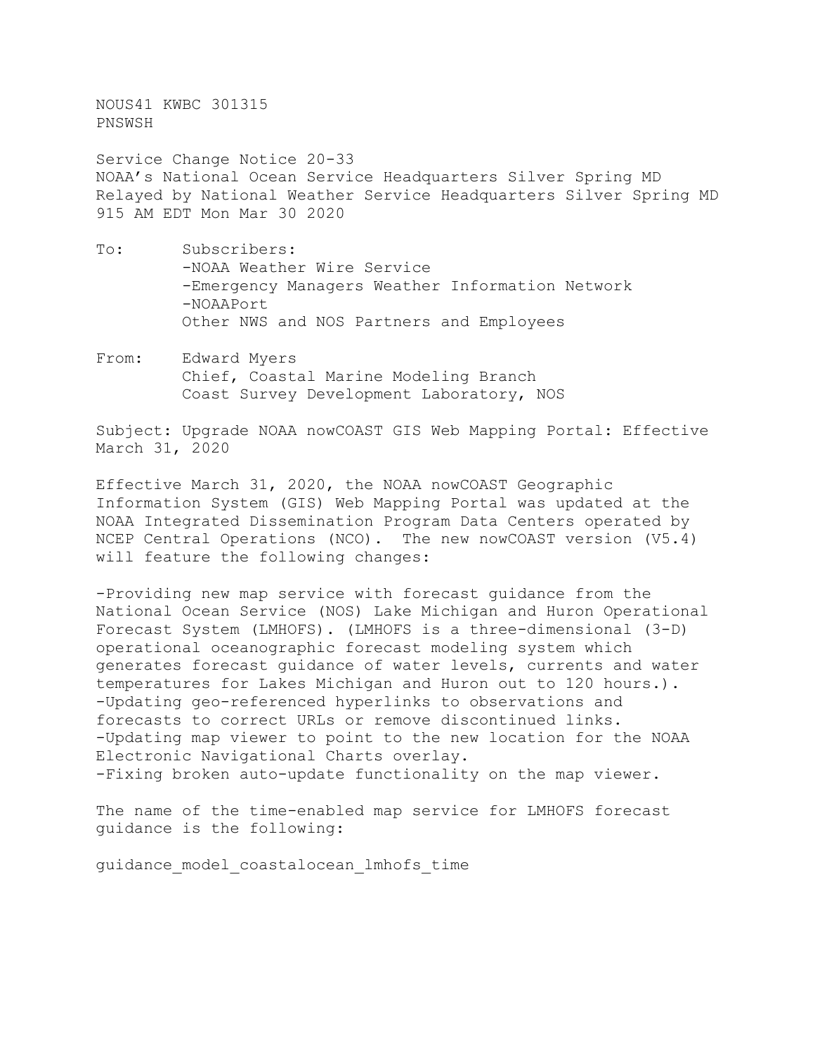NOUS41 KWBC 301315
PNSWSH

Service Change Notice 20-33
NOAA's National Ocean Service Headquarters Silver Spring MD
Relayed by National Weather Service Headquarters Silver Spring MD
915 AM EDT Mon Mar 30 2020

To: Subscribers:
-NOAA Weather Wire Service
-Emergency Managers Weather Information Network
-NOAAPort
Other NWS and NOS Partners and Employees

From: Edward Myers
Chief, Coastal Marine Modeling Branch
Coast Survey Development Laboratory, NOS

Subject: Upgrade NOAA nowCOAST GIS Web Mapping Portal: Effective March 31, 2020

Effective March 31, 2020, the NOAA nowCOAST Geographic Information System (GIS) Web Mapping Portal was updated at the NOAA Integrated Dissemination Program Data Centers operated by NCEP Central Operations (NCO). The new nowCOAST version (V5.4) will feature the following changes:

-Providing new map service with forecast guidance from the National Ocean Service (NOS) Lake Michigan and Huron Operational Forecast System (LMHOFS). (LMHOFS is a three-dimensional (3-D) operational oceanographic forecast modeling system which generates forecast guidance of water levels, currents and water temperatures for Lakes Michigan and Huron out to 120 hours.).
-Updating geo-referenced hyperlinks to observations and forecasts to correct URLs or remove discontinued links.
-Updating map viewer to point to the new location for the NOAA Electronic Navigational Charts overlay.
-Fixing broken auto-update functionality on the map viewer.

The name of the time-enabled map service for LMHOFS forecast guidance is the following:

guidance_model_coastalocean_lmhofs_time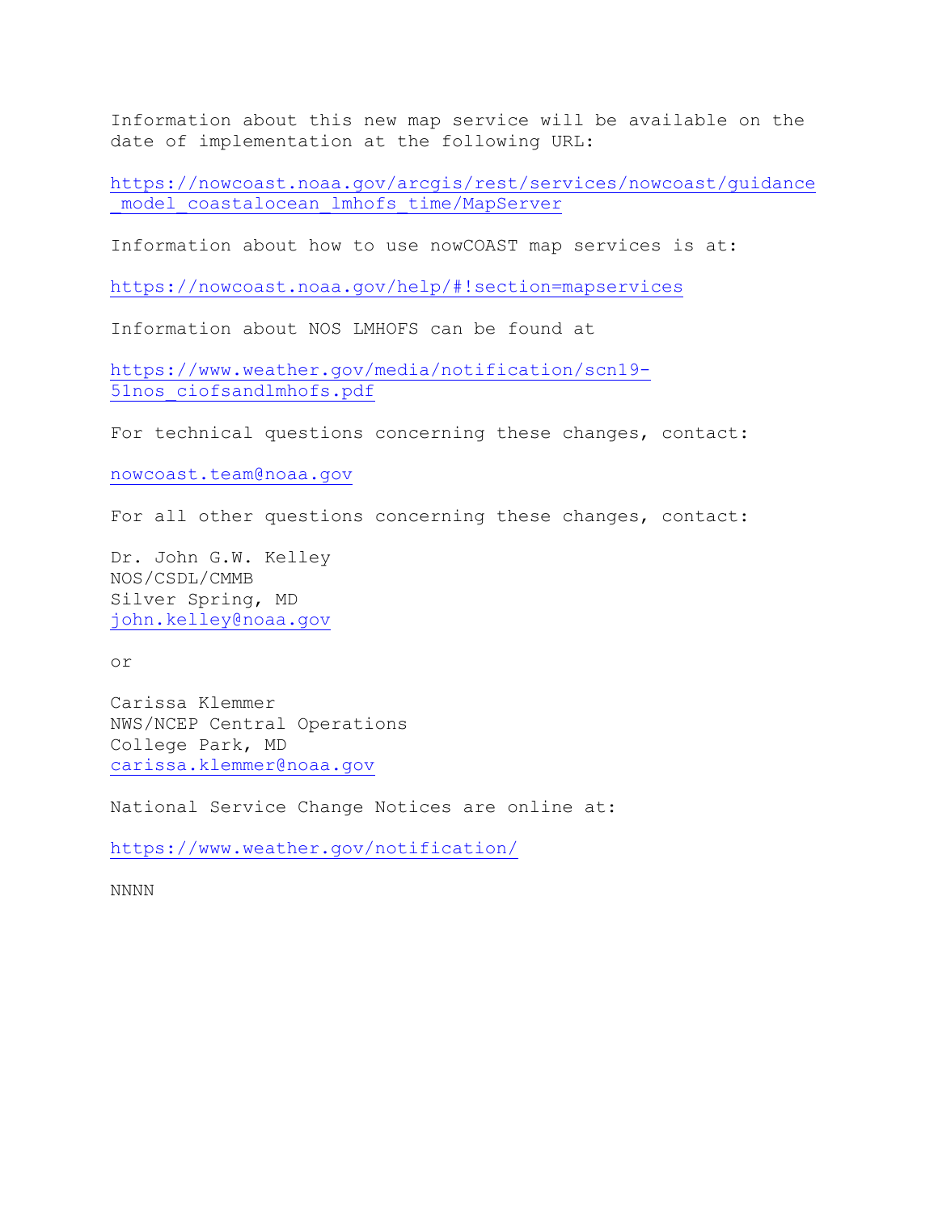Information about this new map service will be available on the date of implementation at the following URL:

https://nowcoast.noaa.gov/arcgis/rest/services/nowcoast/guidance_model_coastalocean_lmhofs_time/MapServer

Information about how to use nowCOAST map services is at:

https://nowcoast.noaa.gov/help/#!section=mapservices

Information about NOS LMHOFS can be found at

https://www.weather.gov/media/notification/scn19-51nos_ciofsandlmhofs.pdf

For technical questions concerning these changes, contact:

nowcoast.team@noaa.gov

For all other questions concerning these changes, contact:

Dr. John G.W. Kelley
NOS/CSDL/CMMB
Silver Spring, MD
john.kelley@noaa.gov

or

Carissa Klemmer
NWS/NCEP Central Operations
College Park, MD
carissa.klemmer@noaa.gov

National Service Change Notices are online at:

https://www.weather.gov/notification/

NNNN